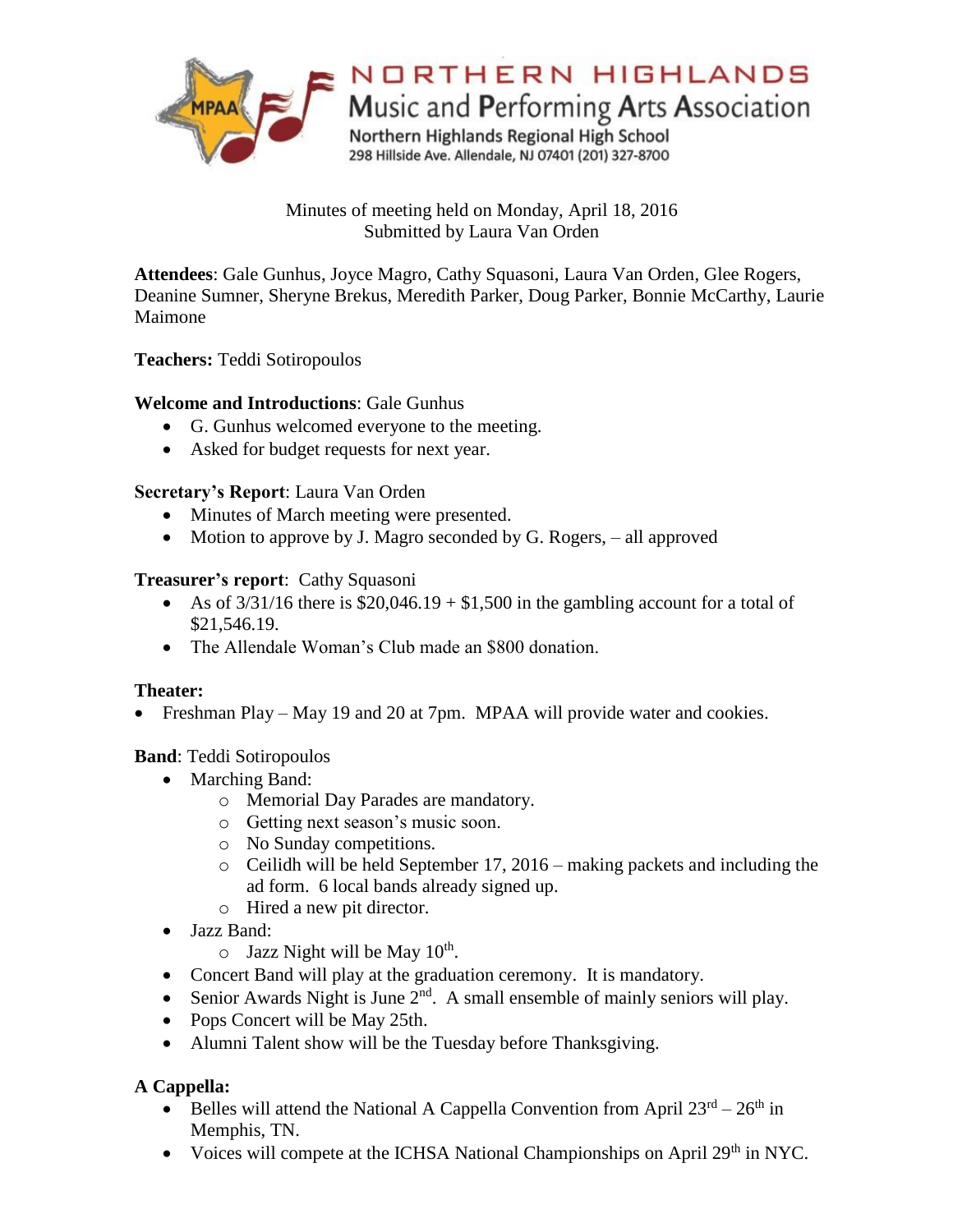# NORTHERN HIGHLANDS
## Music and Performing Arts Association

Northern Highlands Regional High School
298 Hillside Ave. Allendale, NJ 07401 (201) 327-8700

Minutes of meeting held on Monday, April 18, 2016
Submitted by Laura Van Orden

**Attendees**: Gale Gunhus, Joyce Magro, Cathy Squasoni, Laura Van Orden, Glee Rogers, Deanine Sumner, Sheryne Brekus, Meredith Parker, Doug Parker, Bonnie McCarthy, Laurie Maimone

**Teachers:** Teddi Sotiropoulos

**Welcome and Introductions**: Gale Gunhus

- G. Gunhus welcomed everyone to the meeting.
- Asked for budget requests for next year.

**Secretary's Report**: Laura Van Orden

- Minutes of March meeting were presented.
- Motion to approve by J. Magro seconded by G. Rogers, – all approved

**Treasurer's report**: Cathy Squasoni

- As of 3/31/16 there is $20,046.19 + $1,500 in the gambling account for a total of $21,546.19.
- The Allendale Woman's Club made an $800 donation.

**Theater:**

- Freshman Play – May 19 and 20 at 7pm. MPAA will provide water and cookies.

**Band**: Teddi Sotiropoulos

- Marching Band:
  - Memorial Day Parades are mandatory.
  - Getting next season's music soon.
  - No Sunday competitions.
  - Ceilidh will be held September 17, 2016 – making packets and including the ad form. 6 local bands already signed up.
  - Hired a new pit director.
- Jazz Band:
  - Jazz Night will be May 10th.
- Concert Band will play at the graduation ceremony. It is mandatory.
- Senior Awards Night is June 2nd. A small ensemble of mainly seniors will play.
- Pops Concert will be May 25th.
- Alumni Talent show will be the Tuesday before Thanksgiving.

**A Cappella:**

- Belles will attend the National A Cappella Convention from April 23rd – 26th in Memphis, TN.
- Voices will compete at the ICHSA National Championships on April 29th in NYC.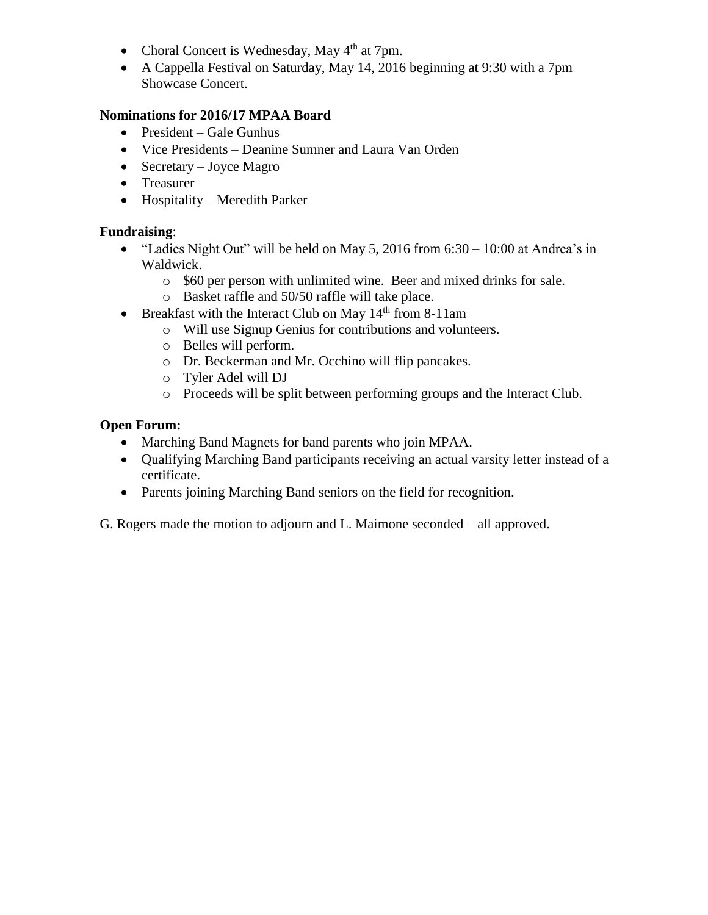- Choral Concert is Wednesday, May 4th at 7pm.
- A Cappella Festival on Saturday, May 14, 2016 beginning at 9:30 with a 7pm Showcase Concert.

**Nominations for 2016/17 MPAA Board**

- President – Gale Gunhus
- Vice Presidents – Deanine Sumner and Laura Van Orden
- Secretary – Joyce Magro
- Treasurer –
- Hospitality – Meredith Parker

**Fundraising**:

- “Ladies Night Out” will be held on May 5, 2016 from 6:30 – 10:00 at Andrea’s in Waldwick.
    - $60 per person with unlimited wine. Beer and mixed drinks for sale.
    - Basket raffle and 50/50 raffle will take place.
- Breakfast with the Interact Club on May 14th from 8-11am
    - Will use Signup Genius for contributions and volunteers.
    - Belles will perform.
    - Dr. Beckerman and Mr. Occhino will flip pancakes.
    - Tyler Adel will DJ
    - Proceeds will be split between performing groups and the Interact Club.

**Open Forum:**

- Marching Band Magnets for band parents who join MPAA.
- Qualifying Marching Band participants receiving an actual varsity letter instead of a certificate.
- Parents joining Marching Band seniors on the field for recognition.

G. Rogers made the motion to adjourn and L. Maimone seconded – all approved.